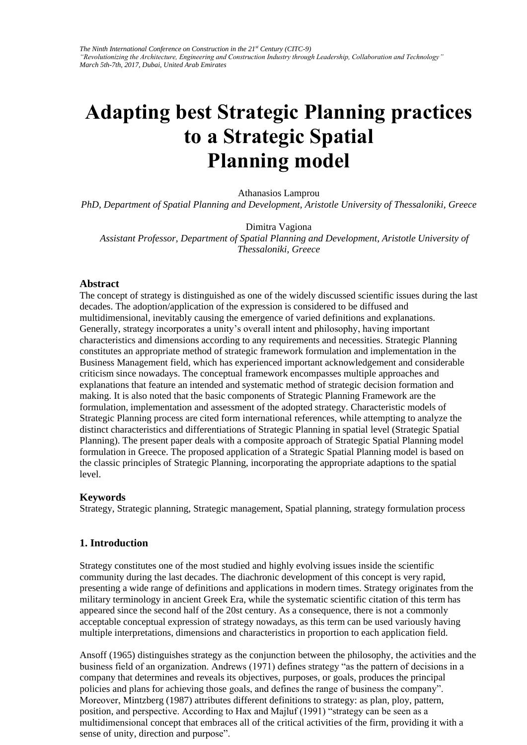# Adapting best Strategic Planning practices to a Strategic Spatial Planning model

Athanasios Lamprou
*PhD, Department of Spatial Planning and Development, Aristotle University of Thessaloniki, Greece*

Dimitra Vagiona
*Assistant Professor, Department of Spatial Planning and Development, Aristotle University of Thessaloniki, Greece*

### Abstract

The concept of strategy is distinguished as one of the widely discussed scientific issues during the last decades. The adoption/application of the expression is considered to be diffused and multidimensional, inevitably causing the emergence of varied definitions and explanations. Generally, strategy incorporates a unity's overall intent and philosophy, having important characteristics and dimensions according to any requirements and necessities. Strategic Planning constitutes an appropriate method of strategic framework formulation and implementation in the Business Management field, which has experienced important acknowledgement and considerable criticism since nowadays. The conceptual framework encompasses multiple approaches and explanations that feature an intended and systematic method of strategic decision formation and making. It is also noted that the basic components of Strategic Planning Framework are the formulation, implementation and assessment of the adopted strategy. Characteristic models of Strategic Planning process are cited form international references, while attempting to analyze the distinct characteristics and differentiations of Strategic Planning in spatial level (Strategic Spatial Planning). The present paper deals with a composite approach of Strategic Spatial Planning model formulation in Greece. The proposed application of a Strategic Spatial Planning model is based on the classic principles of Strategic Planning, incorporating the appropriate adaptions to the spatial level.

### Keywords

Strategy, Strategic planning, Strategic management, Spatial planning, strategy formulation process

## 1. Introduction

Strategy constitutes one of the most studied and highly evolving issues inside the scientific community during the last decades. The diachronic development of this concept is very rapid, presenting a wide range of definitions and applications in modern times. Strategy originates from the military terminology in ancient Greek Era, while the systematic scientific citation of this term has appeared since the second half of the 20st century. As a consequence, there is not a commonly acceptable conceptual expression of strategy nowadays, as this term can be used variously having multiple interpretations, dimensions and characteristics in proportion to each application field.

Ansoff (1965) distinguishes strategy as the conjunction between the philosophy, the activities and the business field of an organization. Andrews (1971) defines strategy "as the pattern of decisions in a company that determines and reveals its objectives, purposes, or goals, produces the principal policies and plans for achieving those goals, and defines the range of business the company". Moreover, Mintzberg (1987) attributes different definitions to strategy: as plan, ploy, pattern, position, and perspective. According to Hax and Majluf (1991) "strategy can be seen as a multidimensional concept that embraces all of the critical activities of the firm, providing it with a sense of unity, direction and purpose".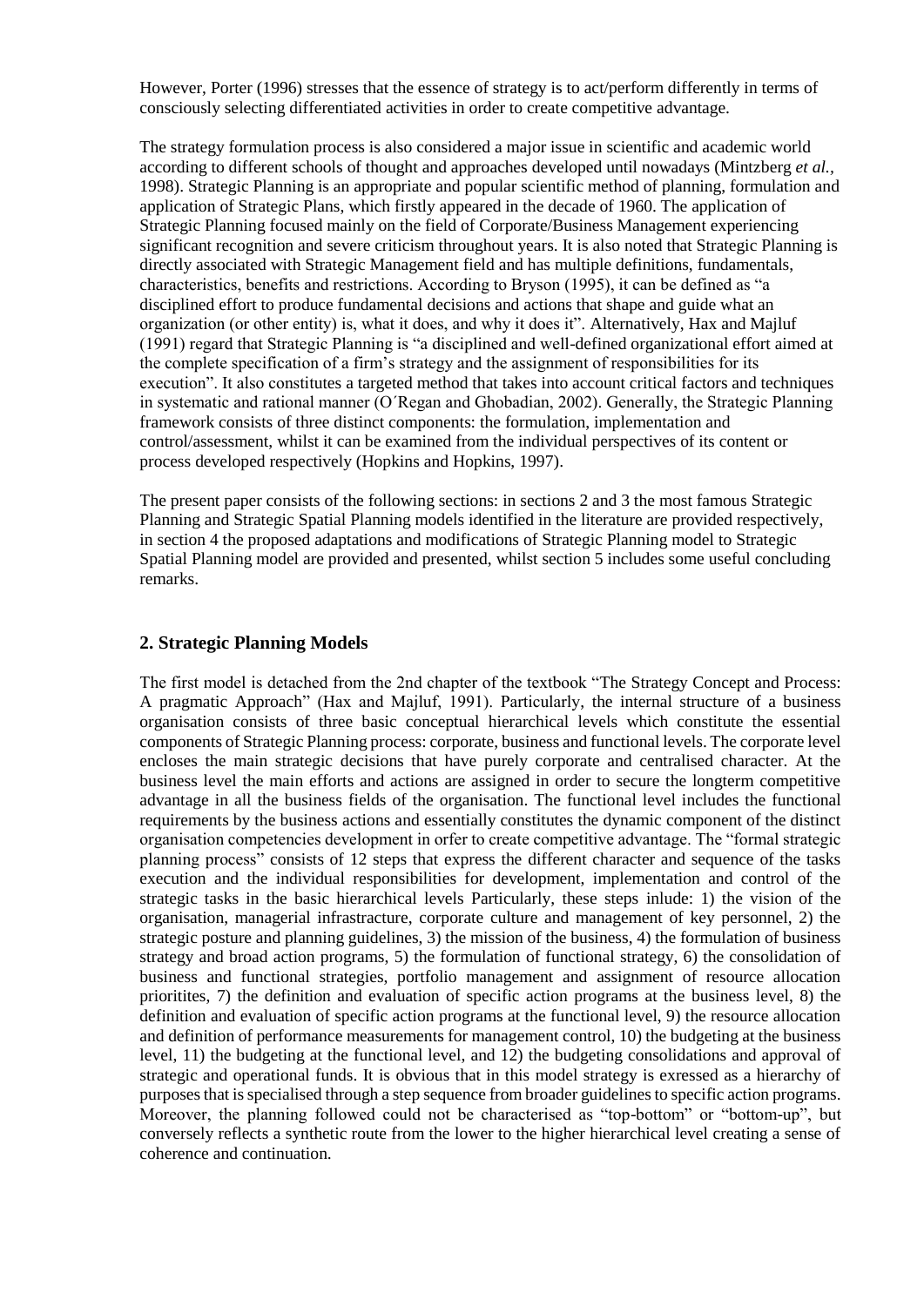However, Porter (1996) stresses that the essence of strategy is to act/perform differently in terms of consciously selecting differentiated activities in order to create competitive advantage.

The strategy formulation process is also considered a major issue in scientific and academic world according to different schools of thought and approaches developed until nowadays (Mintzberg *et al.*, 1998). Strategic Planning is an appropriate and popular scientific method of planning, formulation and application of Strategic Plans, which firstly appeared in the decade of 1960. The application of Strategic Planning focused mainly on the field of Corporate/Business Management experiencing significant recognition and severe criticism throughout years. It is also noted that Strategic Planning is directly associated with Strategic Management field and has multiple definitions, fundamentals, characteristics, benefits and restrictions. According to Bryson (1995), it can be defined as "a disciplined effort to produce fundamental decisions and actions that shape and guide what an organization (or other entity) is, what it does, and why it does it". Alternatively, Hax and Majluf (1991) regard that Strategic Planning is "a disciplined and well-defined organizational effort aimed at the complete specification of a firm's strategy and the assignment of responsibilities for its execution". It also constitutes a targeted method that takes into account critical factors and techniques in systematic and rational manner (O´Regan and Ghobadian, 2002). Generally, the Strategic Planning framework consists of three distinct components: the formulation, implementation and control/assessment, whilst it can be examined from the individual perspectives of its content or process developed respectively (Hopkins and Hopkins, 1997).

The present paper consists of the following sections: in sections 2 and 3 the most famous Strategic Planning and Strategic Spatial Planning models identified in the literature are provided respectively, in section 4 the proposed adaptations and modifications of Strategic Planning model to Strategic Spatial Planning model are provided and presented, whilst section 5 includes some useful concluding remarks.

## 2. Strategic Planning Models

The first model is detached from the 2nd chapter of the textbook "The Strategy Concept and Process: A pragmatic Approach" (Hax and Majluf, 1991). Particularly, the internal structure of a business organisation consists of three basic conceptual hierarchical levels which constitute the essential components of Strategic Planning process: corporate, business and functional levels. The corporate level encloses the main strategic decisions that have purely corporate and centralised character. At the business level the main efforts and actions are assigned in order to secure the longterm competitive advantage in all the business fields of the organisation. The functional level includes the functional requirements by the business actions and essentially constitutes the dynamic component of the distinct organisation competencies development in orfer to create competitive advantage. The "formal strategic planning process" consists of 12 steps that express the different character and sequence of the tasks execution and the individual responsibilities for development, implementation and control of the strategic tasks in the basic hierarchical levels Particularly, these steps inlude: 1) the vision of the organisation, managerial infrastracture, corporate culture and management of key personnel, 2) the strategic posture and planning guidelines, 3) the mission of the business, 4) the formulation of business strategy and broad action programs, 5) the formulation of functional strategy, 6) the consolidation of business and functional strategies, portfolio management and assignment of resource allocation prioritites, 7) the definition and evaluation of specific action programs at the business level, 8) the definition and evaluation of specific action programs at the functional level, 9) the resource allocation and definition of performance measurements for management control, 10) the budgeting at the business level, 11) the budgeting at the functional level, and 12) the budgeting consolidations and approval of strategic and operational funds. It is obvious that in this model strategy is exressed as a hierarchy of purposes that is specialised through a step sequence from broader guidelines to specific action programs. Moreover, the planning followed could not be characterised as "top-bottom" or "bottom-up", but conversely reflects a synthetic route from the lower to the higher hierarchical level creating a sense of coherence and continuation.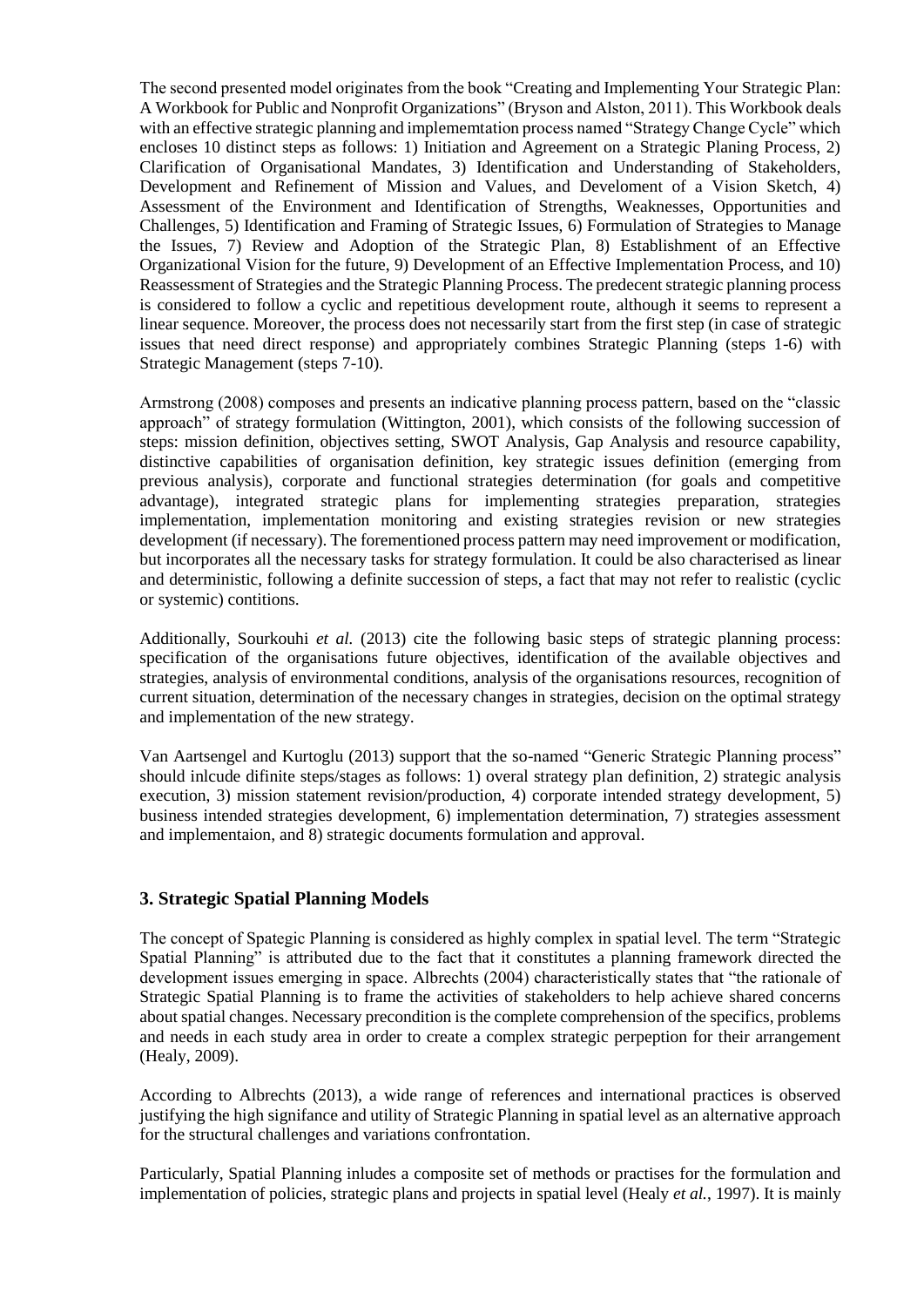The second presented model originates from the book "Creating and Implementing Your Strategic Plan: A Workbook for Public and Nonprofit Organizations" (Bryson and Alston, 2011). This Workbook deals with an effective strategic planning and implememtation process named "Strategy Change Cycle" which encloses 10 distinct steps as follows: 1) Initiation and Agreement on a Strategic Planing Process, 2) Clarification of Organisational Mandates, 3) Identification and Understanding of Stakeholders, Development and Refinement of Mission and Values, and Develoment of a Vision Sketch, 4) Assessment of the Environment and Identification of Strengths, Weaknesses, Opportunities and Challenges, 5) Identification and Framing of Strategic Issues, 6) Formulation of Strategies to Manage the Issues, 7) Review and Adoption of the Strategic Plan, 8) Establishment of an Effective Organizational Vision for the future, 9) Development of an Effective Implementation Process, and 10) Reassessment of Strategies and the Strategic Planning Process. The predecent strategic planning process is considered to follow a cyclic and repetitious development route, although it seems to represent a linear sequence. Moreover, the process does not necessarily start from the first step (in case of strategic issues that need direct response) and appropriately combines Strategic Planning (steps 1-6) with Strategic Management (steps 7-10).

Armstrong (2008) composes and presents an indicative planning process pattern, based on the "classic approach" of strategy formulation (Wittington, 2001), which consists of the following succession of steps: mission definition, objectives setting, SWOT Analysis, Gap Analysis and resource capability, distinctive capabilities of organisation definition, key strategic issues definition (emerging from previous analysis), corporate and functional strategies determination (for goals and competitive advantage), integrated strategic plans for implementing strategies preparation, strategies implementation, implementation monitoring and existing strategies revision or new strategies development (if necessary). The forementioned process pattern may need improvement or modification, but incorporates all the necessary tasks for strategy formulation. It could be also characterised as linear and deterministic, following a definite succession of steps, a fact that may not refer to realistic (cyclic or systemic) contitions.

Additionally, Sourkouhi *et al.* (2013) cite the following basic steps of strategic planning process: specification of the organisations future objectives, identification of the available objectives and strategies, analysis of environmental conditions, analysis of the organisations resources, recognition of current situation, determination of the necessary changes in strategies, decision on the optimal strategy and implementation of the new strategy.

Van Aartsengel and Kurtoglu (2013) support that the so-named "Generic Strategic Planning process" should inlcude difinite steps/stages as follows: 1) overal strategy plan definition, 2) strategic analysis execution, 3) mission statement revision/production, 4) corporate intended strategy development, 5) business intended strategies development, 6) implementation determination, 7) strategies assessment and implementaion, and 8) strategic documents formulation and approval.

## 3. Strategic Spatial Planning Models

The concept of Spategic Planning is considered as highly complex in spatial level. The term "Strategic Spatial Planning" is attributed due to the fact that it constitutes a planning framework directed the development issues emerging in space. Albrechts (2004) characteristically states that "the rationale of Strategic Spatial Planning is to frame the activities of stakeholders to help achieve shared concerns about spatial changes. Necessary precondition is the complete comprehension of the specifics, problems and needs in each study area in order to create a complex strategic perpeption for their arrangement (Healy, 2009).

According to Albrechts (2013), a wide range of references and international practices is observed justifying the high signifance and utility of Strategic Planning in spatial level as an alternative approach for the structural challenges and variations confrontation.

Particularly, Spatial Planning inludes a composite set of methods or practises for the formulation and implementation of policies, strategic plans and projects in spatial level (Healy *et al.*, 1997). It is mainly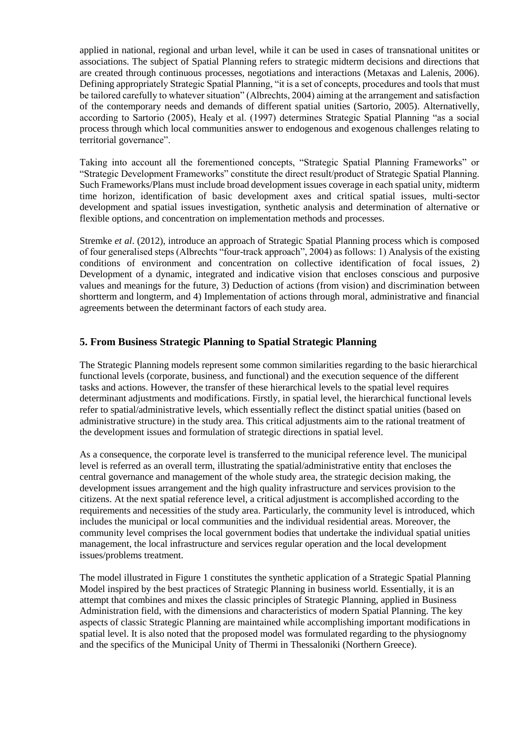applied in national, regional and urban level, while it can be used in cases of transnational unitites or associations. The subject of Spatial Planning refers to strategic midterm decisions and directions that are created through continuous processes, negotiations and interactions (Metaxas and Lalenis, 2006). Defining appropriately Strategic Spatial Planning, "it is a set of concepts, procedures and tools that must be tailored carefully to whatever situation" (Albrechts, 2004) aiming at the arrangement and satisfaction of the contemporary needs and demands of different spatial unities (Sartorio, 2005). Alternativelly, according to Sartorio (2005), Healy et al. (1997) determines Strategic Spatial Planning "as a social process through which local communities answer to endogenous and exogenous challenges relating to territorial governance".

Taking into account all the forementioned concepts, "Strategic Spatial Planning Frameworks" or "Strategic Development Frameworks" constitute the direct result/product of Strategic Spatial Planning. Such Frameworks/Plans must include broad development issues coverage in each spatial unity, midterm time horizon, identification of basic development axes and critical spatial issues, multi-sector development and spatial issues investigation, synthetic analysis and determination of alternative or flexible options, and concentration on implementation methods and processes.

Stremke *et al*. (2012), introduce an approach of Strategic Spatial Planning process which is composed of four generalised steps (Albrechts "four-track approach", 2004) as follows: 1) Analysis of the existing conditions of environment and concentration on collective identification of focal issues, 2) Development of a dynamic, integrated and indicative vision that encloses conscious and purposive values and meanings for the future, 3) Deduction of actions (from vision) and discrimination between shortterm and longterm, and 4) Implementation of actions through moral, administrative and financial agreements between the determinant factors of each study area.

## 5. From Business Strategic Planning to Spatial Strategic Planning

The Strategic Planning models represent some common similarities regarding to the basic hierarchical functional levels (corporate, business, and functional) and the execution sequence of the different tasks and actions. However, the transfer of these hierarchical levels to the spatial level requires determinant adjustments and modifications. Firstly, in spatial level, the hierarchical functional levels refer to spatial/administrative levels, which essentially reflect the distinct spatial unities (based on administrative structure) in the study area. This critical adjustments aim to the rational treatment of the development issues and formulation of strategic directions in spatial level.

As a consequence, the corporate level is transferred to the municipal reference level. The municipal level is referred as an overall term, illustrating the spatial/administrative entity that encloses the central governance and management of the whole study area, the strategic decision making, the development issues arrangement and the high quality infrastructure and services provision to the citizens. At the next spatial reference level, a critical adjustment is accomplished according to the requirements and necessities of the study area. Particularly, the community level is introduced, which includes the municipal or local communities and the individual residential areas. Moreover, the community level comprises the local government bodies that undertake the individual spatial unities management, the local infrastructure and services regular operation and the local development issues/problems treatment.

The model illustrated in Figure 1 constitutes the synthetic application of a Strategic Spatial Planning Model inspired by the best practices of Strategic Planning in business world. Essentially, it is an attempt that combines and mixes the classic principles of Strategic Planning, applied in Business Administration field, with the dimensions and characteristics of modern Spatial Planning. The key aspects of classic Strategic Planning are maintained while accomplishing important modifications in spatial level. It is also noted that the proposed model was formulated regarding to the physiognomy and the specifics of the Municipal Unity of Thermi in Thessaloniki (Northern Greece).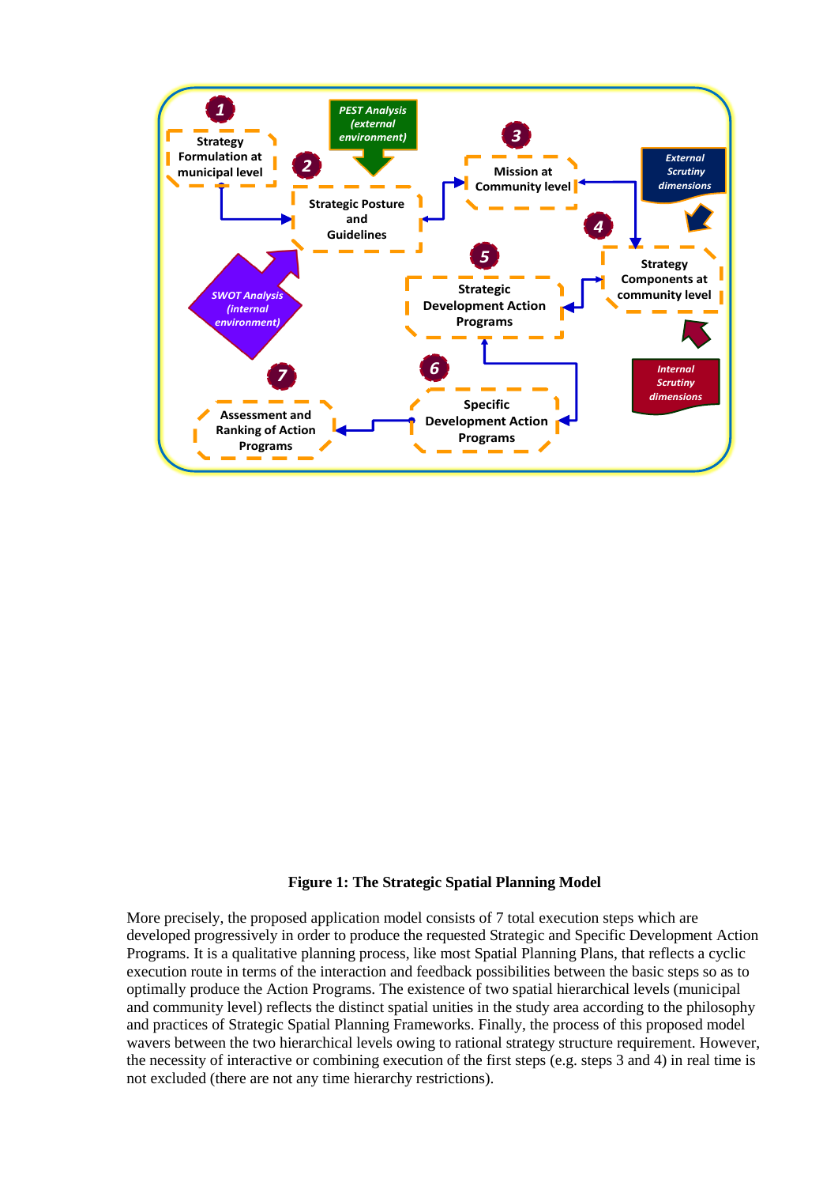**Figure 1: The Strategic Spatial Planning Model**

More precisely, the proposed application model consists of 7 total execution steps which are developed progressively in order to produce the requested Strategic and Specific Development Action Programs. It is a qualitative planning process, like most Spatial Planning Plans, that reflects a cyclic execution route in terms of the interaction and feedback possibilities between the basic steps so as to optimally produce the Action Programs. The existence of two spatial hierarchical levels (municipal and community level) reflects the distinct spatial unities in the study area according to the philosophy and practices of Strategic Spatial Planning Frameworks. Finally, the process of this proposed model wavers between the two hierarchical levels owing to rational strategy structure requirement. However, the necessity of interactive or combining execution of the first steps (e.g. steps 3 and 4) in real time is not excluded (there are not any time hierarchy restrictions).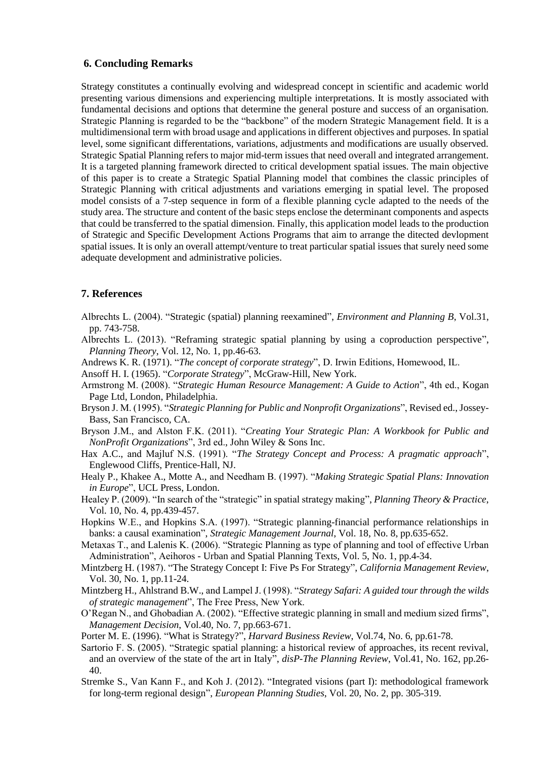## 6. Concluding Remarks

Strategy constitutes a continually evolving and widespread concept in scientific and academic world presenting various dimensions and experiencing multiple interpretations. It is mostly associated with fundamental decisions and options that determine the general posture and success of an organisation. Strategic Planning is regarded to be the "backbone" of the modern Strategic Management field. It is a multidimensional term with broad usage and applications in different objectives and purposes. In spatial level, some significant differentations, variations, adjustments and modifications are usually observed. Strategic Spatial Planning refers to major mid-term issues that need overall and integrated arrangement. It is a targeted planning framework directed to critical development spatial issues. The main objective of this paper is to create a Strategic Spatial Planning model that combines the classic principles of Strategic Planning with critical adjustments and variations emerging in spatial level. The proposed model consists of a 7-step sequence in form of a flexible planning cycle adapted to the needs of the study area. The structure and content of the basic steps enclose the determinant components and aspects that could be transferred to the spatial dimension. Finally, this application model leads to the production of Strategic and Specific Development Actions Programs that aim to arrange the ditected devlopment spatial issues. It is only an overall attempt/venture to treat particular spatial issues that surely need some adequate development and administrative policies.

## 7. References

Albrechts L. (2004). "Strategic (spatial) planning reexamined", *Environment and Planning B*, Vol.31, pp. 743-758.

Albrechts L. (2013). "Reframing strategic spatial planning by using a coproduction perspective", *Planning Theory*, Vol. 12, No. 1, pp.46-63.

Andrews K. R. (1971). "*The concept of corporate strategy*", D. Irwin Editions, Homewood, IL.

Ansoff H. I. (1965). "*Corporate Strategy*", McGraw-Hill, New York.

Armstrong M. (2008). "*Strategic Human Resource Management: A Guide to Action*", 4th ed., Kogan Page Ltd, London, Philadelphia.

Bryson J. M. (1995). "*Strategic Planning for Public and Nonprofit Organizations*", Revised ed., Jossey-Bass, San Francisco, CA.

Bryson J.M., and Alston F.K. (2011). "*Creating Your Strategic Plan: A Workbook for Public and NonProfit Organizations*", 3rd ed., John Wiley & Sons Inc.

Hax A.C., and Majluf N.S. (1991). "*The Strategy Concept and Process: A pragmatic approach*", Englewood Cliffs, Prentice-Hall, NJ.

Healy P., Khakee A., Motte A., and Needham B. (1997). "*Making Strategic Spatial Plans: Innovation in Europe*", UCL Press, London.

Healey P. (2009). "In search of the "strategic" in spatial strategy making", *Planning Theory & Practice*, Vol. 10, No. 4, pp.439-457.

Hopkins W.E., and Hopkins S.A. (1997). "Strategic planning-financial performance relationships in banks: a causal examination", *Strategic Management Journal*, Vol. 18, No. 8, pp.635-652.

Metaxas T., and Lalenis K. (2006). "Strategic Planning as type of planning and tool of effective Urban Administration", Aeihoros - Urban and Spatial Planning Texts, Vol. 5, No. 1, pp.4-34.

Mintzberg H. (1987). "The Strategy Concept I: Five Ps For Strategy", *California Management Review*, Vol. 30, No. 1, pp.11-24.

Mintzberg H., Ahlstrand B.W., and Lampel J. (1998). "*Strategy Safari: A guided tour through the wilds of strategic management*", The Free Press, New York.

O'Regan N., and Ghobadian A. (2002). "Effective strategic planning in small and medium sized firms", *Management Decision*, Vol.40, No. 7, pp.663-671.

Porter M. E. (1996). "What is Strategy?", *Harvard Business Review*, Vol.74, No. 6, pp.61-78.

Sartorio F. S. (2005). "Strategic spatial planning: a historical review of approaches, its recent revival, and an overview of the state of the art in Italy", *disP-The Planning Review*, Vol.41, No. 162, pp.26-40.

Stremke S., Van Kann F., and Koh J. (2012). "Integrated visions (part I): methodological framework for long-term regional design", *European Planning Studies*, Vol. 20, No. 2, pp. 305-319.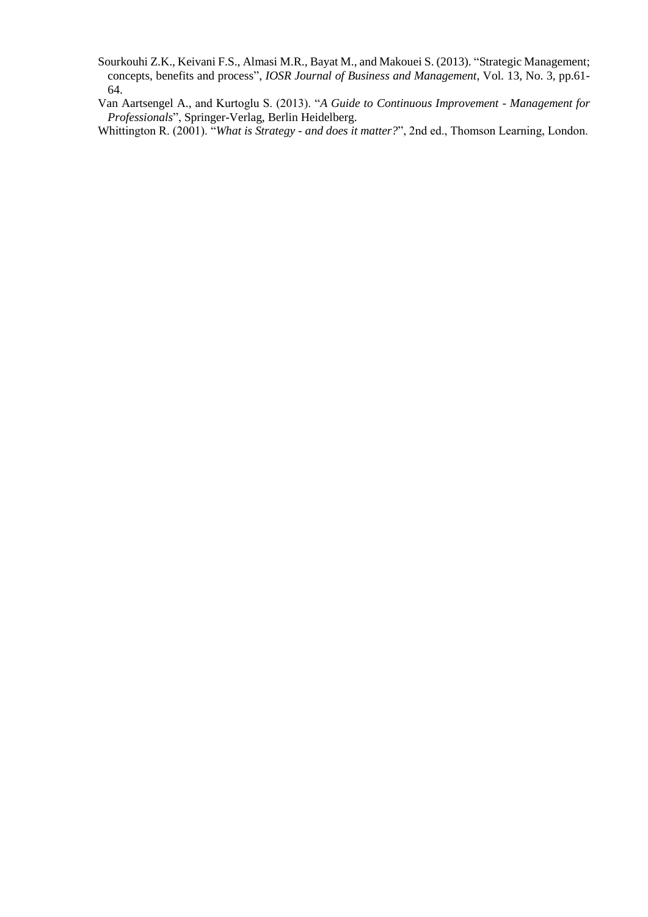Sourkouhi Z.K., Keivani F.S., Almasi M.R., Bayat M., and Makouei S. (2013). "Strategic Management; concepts, benefits and process", *IOSR Journal of Business and Management*, Vol. 13, No. 3, pp.61-64.

Van Aartsengel A., and Kurtoglu S. (2013). "*A Guide to Continuous Improvement - Management for Professionals*", Springer-Verlag, Berlin Heidelberg.

Whittington R. (2001). "*What is Strategy - and does it matter?*", 2nd ed., Thomson Learning, London.